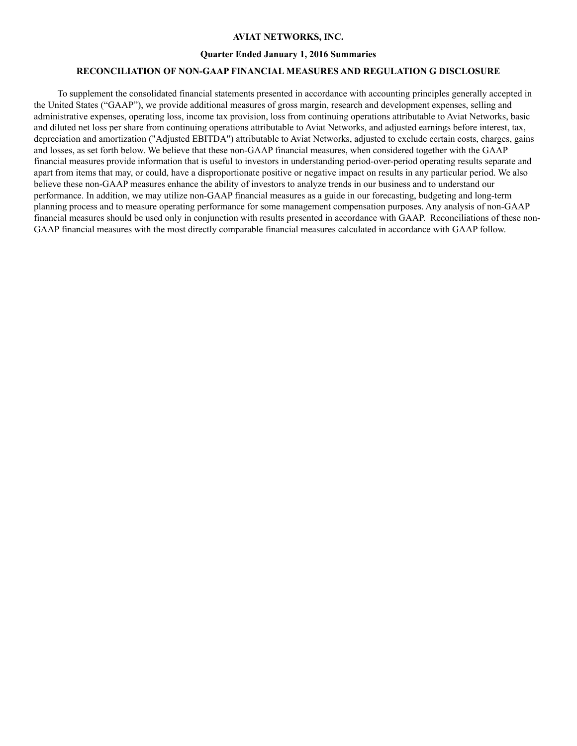# AVIAT NETWORKS, INC.

## Quarter Ended January 1, 2016 Summaries

## RECONCILIATION OF NON-GAAP FINANCIAL MEASURES AND REGULATION G DISCLOSURE

To supplement the consolidated financial statements presented in accordance with accounting principles generally accepted in the United States ("GAAP"), we provide additional measures of gross margin, research and development expenses, selling and administrative expenses, operating loss, income tax provision, loss from continuing operations attributable to Aviat Networks, basic and diluted net loss per share from continuing operations attributable to Aviat Networks, and adjusted earnings before interest, tax, depreciation and amortization ("Adjusted EBITDA") attributable to Aviat Networks, adjusted to exclude certain costs, charges, gains and losses, as set forth below. We believe that these non-GAAP financial measures, when considered together with the GAAP financial measures provide information that is useful to investors in understanding period-over-period operating results separate and apart from items that may, or could, have a disproportionate positive or negative impact on results in any particular period. We also believe these non-GAAP measures enhance the ability of investors to analyze trends in our business and to understand our performance. In addition, we may utilize non-GAAP financial measures as a guide in our forecasting, budgeting and long-term planning process and to measure operating performance for some management compensation purposes. Any analysis of non-GAAP financial measures should be used only in conjunction with results presented in accordance with GAAP. Reconciliations of these non-GAAP financial measures with the most directly comparable financial measures calculated in accordance with GAAP follow.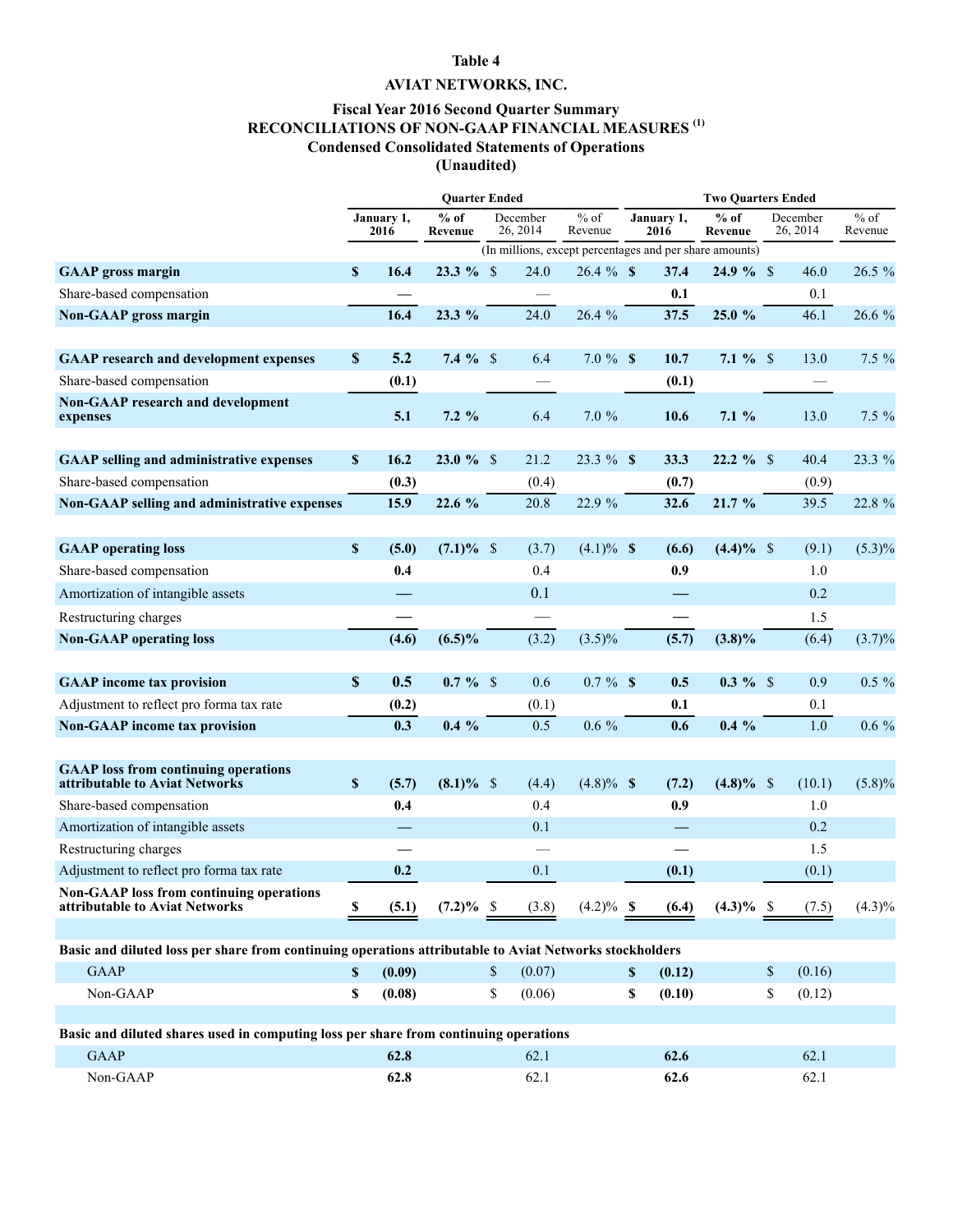## Table 4

## AVIAT NETWORKS, INC.

### Fiscal Year 2016 Second Quarter Summary
### RECONCILIATIONS OF NON-GAAP FINANCIAL MEASURES [1]
### Condensed Consolidated Statements of Operations
### (Unaudited)

| | Quarter Ended | | | | Two Quarters Ended | | | |
|---|---|---|---|---|---|---|---|---|
| | January 1, 2016 | % of Revenue | December 26, 2014 | % of Revenue | January 1, 2016 | % of Revenue | December 26, 2014 | % of Revenue |
| | (In millions, except percentages and per share amounts) | | | | | | | |
| **GAAP gross margin** | **$ 16.4** | **23.3 %** | $ 24.0 | 26.4 % | **$ 37.4** | **24.9 %** | $ 46.0 | 26.5 % |
| Share-based compensation | **—** | | — | | **0.1** | | 0.1 | |
| **Non-GAAP gross margin** | **16.4** | **23.3 %** | 24.0 | 26.4 % | **37.5** | **25.0 %** | 46.1 | 26.6 % |
| | | | | | | | | |
| **GAAP research and development expenses** | **$ 5.2** | **7.4 %** | $ 6.4 | 7.0 % | **$ 10.7** | **7.1 %** | $ 13.0 | 7.5 % |
| Share-based compensation | **(0.1)** | | — | | **(0.1)** | | — | |
| **Non-GAAP research and development expenses** | **5.1** | **7.2 %** | 6.4 | 7.0 % | **10.6** | **7.1 %** | 13.0 | 7.5 % |
| | | | | | | | | |
| **GAAP selling and administrative expenses** | **$ 16.2** | **23.0 %** | $ 21.2 | 23.3 % | **$ 33.3** | **22.2 %** | $ 40.4 | 23.3 % |
| Share-based compensation | **(0.3)** | | (0.4) | | **(0.7)** | | (0.9) | |
| **Non-GAAP selling and administrative expenses** | **15.9** | **22.6 %** | 20.8 | 22.9 % | **32.6** | **21.7 %** | 39.5 | 22.8 % |
| | | | | | | | | |
| **GAAP operating loss** | **$ (5.0)** | **(7.1)%** | $ (3.7) | (4.1)% | **$ (6.6)** | **(4.4)%** | $ (9.1) | (5.3)% |
| Share-based compensation | **0.4** | | 0.4 | | **0.9** | | 1.0 | |
| Amortization of intangible assets | **—** | | 0.1 | | **—** | | 0.2 | |
| Restructuring charges | **—** | | — | | **—** | | 1.5 | |
| **Non-GAAP operating loss** | **(4.6)** | **(6.5)%** | (3.2) | (3.5)% | **(5.7)** | **(3.8)%** | (6.4) | (3.7)% |
| | | | | | | | | |
| **GAAP income tax provision** | **$ 0.5** | **0.7 %** | $ 0.6 | 0.7 % | **$ 0.5** | **0.3 %** | $ 0.9 | 0.5 % |
| Adjustment to reflect pro forma tax rate | **(0.2)** | | (0.1) | | **0.1** | | 0.1 | |
| **Non-GAAP income tax provision** | **0.3** | **0.4 %** | 0.5 | 0.6 % | **0.6** | **0.4 %** | 1.0 | 0.6 % |
| | | | | | | | | |
| **GAAP loss from continuing operations attributable to Aviat Networks** | **$ (5.7)** | **(8.1)%** | $ (4.4) | (4.8)% | **$ (7.2)** | **(4.8)%** | $ (10.1) | (5.8)% |
| Share-based compensation | **0.4** | | 0.4 | | **0.9** | | 1.0 | |
| Amortization of intangible assets | **—** | | 0.1 | | **—** | | 0.2 | |
| Restructuring charges | **—** | | — | | **—** | | 1.5 | |
| Adjustment to reflect pro forma tax rate | **0.2** | | 0.1 | | **(0.1)** | | (0.1) | |
| **Non-GAAP loss from continuing operations attributable to Aviat Networks** | **$ (5.1)** | **(7.2)%** | $ (3.8) | (4.2)% | **$ (6.4)** | **(4.3)%** | $ (7.5) | (4.3)% |
| | | | | | | | | |
| **Basic and diluted loss per share from continuing operations attributable to Aviat Networks stockholders** | | | | | | | | |
| GAAP | **$ (0.09)** | | $ (0.07) | | **$ (0.12)** | | $ (0.16) | |
| Non-GAAP | **$ (0.08)** | | $ (0.06) | | **$ (0.10)** | | $ (0.12) | |
| | | | | | | | | |
| **Basic and diluted shares used in computing loss per share from continuing operations** | | | | | | | | |
| GAAP | **62.8** | | 62.1 | | **62.6** | | 62.1 | |
| Non-GAAP | **62.8** | | 62.1 | | **62.6** | | 62.1 | |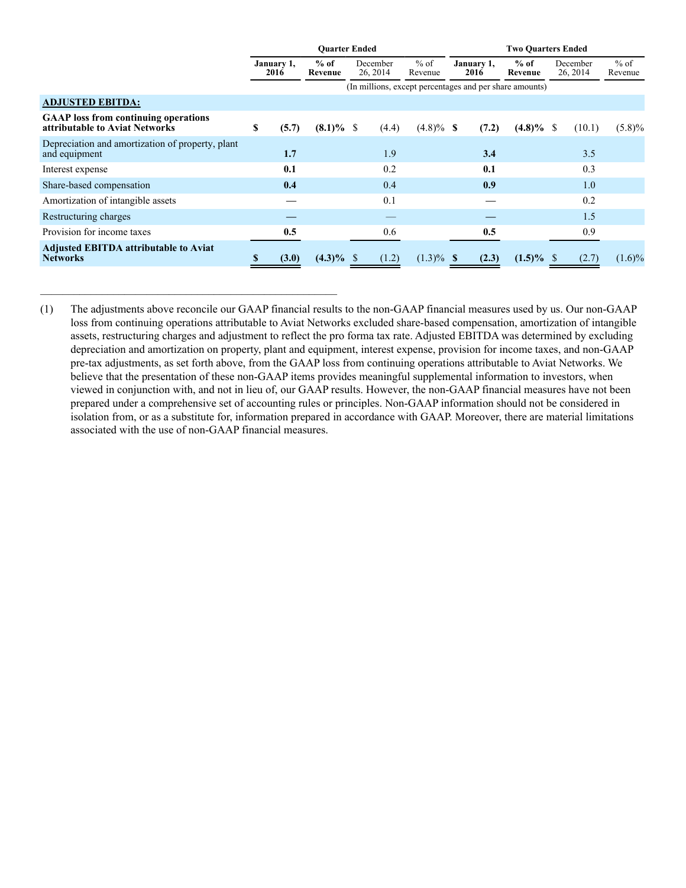| | Quarter Ended | | | | Two Quarters Ended | | | |
|---|---|---|---|---|---|---|---|---|
| | **January 1, 2016** | **% of Revenue** | December 26, 2014 | % of Revenue | **January 1, 2016** | **% of Revenue** | December 26, 2014 | % of Revenue |
| | (In millions, except percentages and per share amounts) | | | | | | | |
| **ADJUSTED EBITDA:** | | | | | | | | |
| **GAAP loss from continuing operations attributable to Aviat Networks** | **$ (5.7)** | **(8.1)%** | $ (4.4) | (4.8)% | **$ (7.2)** | **(4.8)%** | $ (10.1) | (5.8)% |
| Depreciation and amortization of property, plant and equipment | **1.7** | | 1.9 | | **3.4** | | 3.5 | |
| Interest expense | **0.1** | | 0.2 | | **0.1** | | 0.3 | |
| Share-based compensation | **0.4** | | 0.4 | | **0.9** | | 1.0 | |
| Amortization of intangible assets | **—** | | 0.1 | | **—** | | 0.2 | |
| Restructuring charges | **—** | | — | | **—** | | 1.5 | |
| Provision for income taxes | **0.5** | | 0.6 | | **0.5** | | 0.9 | |
| **Adjusted EBITDA attributable to Aviat Networks** | **$ (3.0)** | **(4.3)%** | $ (1.2) | (1.3)% | **$ (2.3)** | **(1.5)%** | $ (2.7) | (1.6)% |

---

(1) The adjustments above reconcile our GAAP financial results to the non-GAAP financial measures used by us. Our non-GAAP loss from continuing operations attributable to Aviat Networks excluded share-based compensation, amortization of intangible assets, restructuring charges and adjustment to reflect the pro forma tax rate. Adjusted EBITDA was determined by excluding depreciation and amortization on property, plant and equipment, interest expense, provision for income taxes, and non-GAAP pre-tax adjustments, as set forth above, from the GAAP loss from continuing operations attributable to Aviat Networks. We believe that the presentation of these non-GAAP items provides meaningful supplemental information to investors, when viewed in conjunction with, and not in lieu of, our GAAP results. However, the non-GAAP financial measures have not been prepared under a comprehensive set of accounting rules or principles. Non-GAAP information should not be considered in isolation from, or as a substitute for, information prepared in accordance with GAAP. Moreover, there are material limitations associated with the use of non-GAAP financial measures.